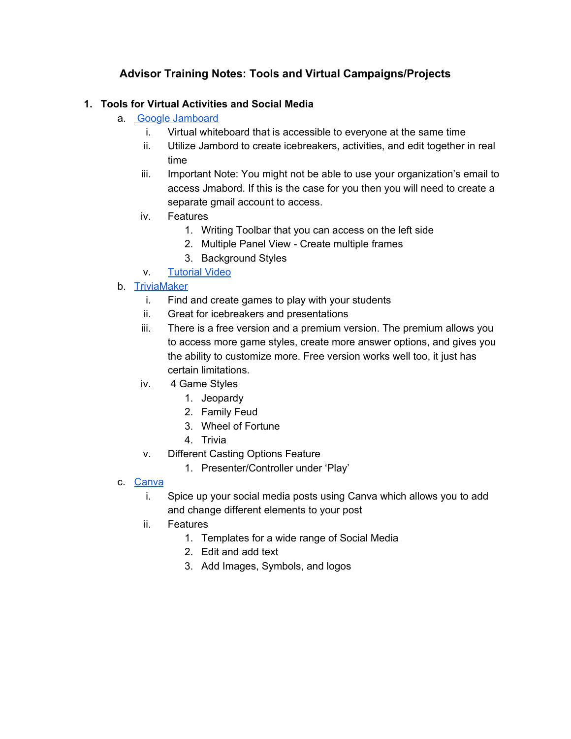# Advisor Training Notes: Tools and Virtual Campaigns/Projects

1. **Tools for Virtual Activities and Social Media**
   a. Google Jamboard
      i. Virtual whiteboard that is accessible to everyone at the same time
      ii. Utilize Jambord to create icebreakers, activities, and edit together in real time
      iii. Important Note: You might not be able to use your organization's email to access Jmabord. If this is the case for you then you will need to create a separate gmail account to access.
      iv. Features
         1. Writing Toolbar that you can access on the left side
         2. Multiple Panel View - Create multiple frames
         3. Background Styles
      v. Tutorial Video

   b. TriviaMaker
      i. Find and create games to play with your students
      ii. Great for icebreakers and presentations
      iii. There is a free version and a premium version. The premium allows you to access more game styles, create more answer options, and gives you the ability to customize more. Free version works well too, it just has certain limitations.
      iv. 4 Game Styles
         1. Jeopardy
         2. Family Feud
         3. Wheel of Fortune
         4. Trivia
      v. Different Casting Options Feature
         1. Presenter/Controller under 'Play'

   c. Canva
      i. Spice up your social media posts using Canva which allows you to add and change different elements to your post
      ii. Features
         1. Templates for a wide range of Social Media
         2. Edit and add text
         3. Add Images, Symbols, and logos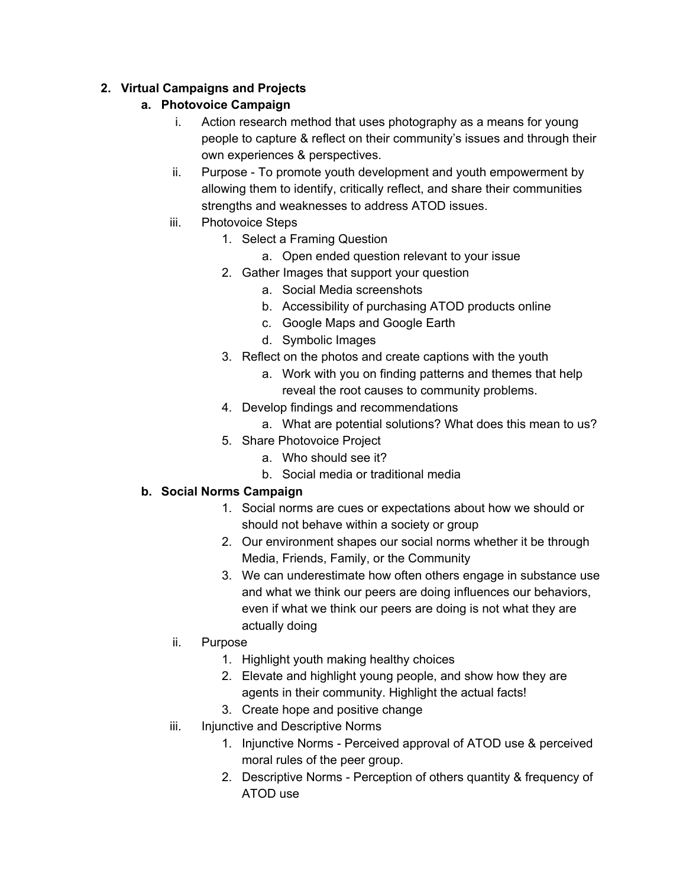2. **Virtual Campaigns and Projects**
    a. **Photovoice Campaign**
        i. Action research method that uses photography as a means for young people to capture & reflect on their community's issues and through their own experiences & perspectives.
        ii. Purpose - To promote youth development and youth empowerment by allowing them to identify, critically reflect, and share their communities strengths and weaknesses to address ATOD issues.
        iii. Photovoice Steps
            1. Select a Framing Question
                a. Open ended question relevant to your issue
            2. Gather Images that support your question
                a. Social Media screenshots
                b. Accessibility of purchasing ATOD products online
                c. Google Maps and Google Earth
                d. Symbolic Images
            3. Reflect on the photos and create captions with the youth
                a. Work with you on finding patterns and themes that help reveal the root causes to community problems.
            4. Develop findings and recommendations
                a. What are potential solutions? What does this mean to us?
            5. Share Photovoice Project
                a. Who should see it?
                b. Social media or traditional media
    b. **Social Norms Campaign**
            1. Social norms are cues or expectations about how we should or should not behave within a society or group
            2. Our environment shapes our social norms whether it be through Media, Friends, Family, or the Community
            3. We can underestimate how often others engage in substance use and what we think our peers are doing influences our behaviors, even if what we think our peers are doing is not what they are actually doing
        ii. Purpose
            1. Highlight youth making healthy choices
            2. Elevate and highlight young people, and show how they are agents in their community. Highlight the actual facts!
            3. Create hope and positive change
        iii. Injunctive and Descriptive Norms
            1. Injunctive Norms - Perceived approval of ATOD use & perceived moral rules of the peer group.
            2. Descriptive Norms - Perception of others quantity & frequency of ATOD use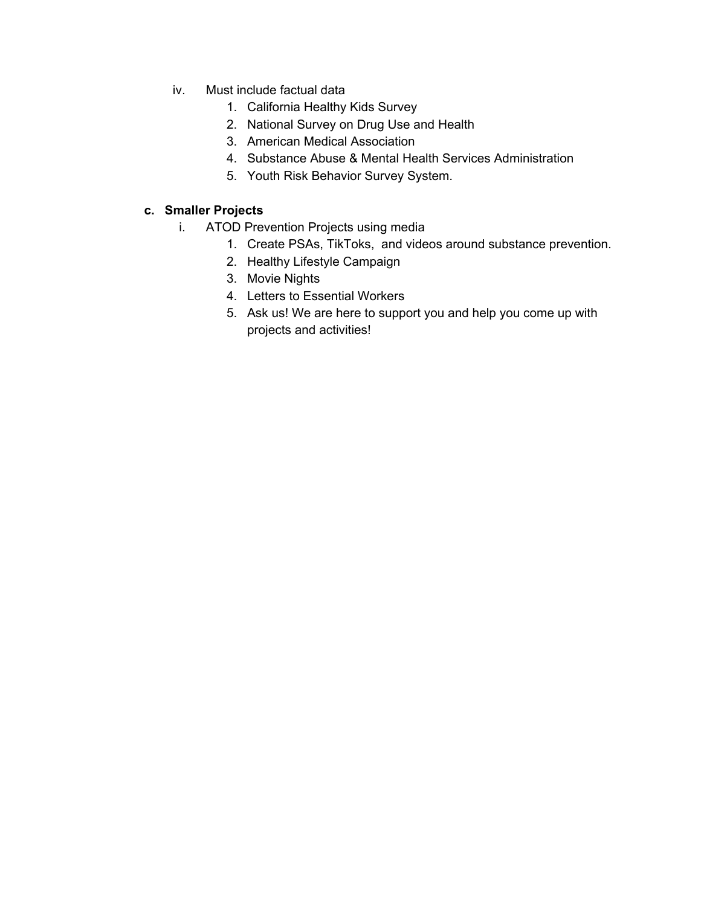iv. Must include factual data
   1. California Healthy Kids Survey
   2. National Survey on Drug Use and Health
   3. American Medical Association
   4. Substance Abuse & Mental Health Services Administration
   5. Youth Risk Behavior Survey System.

**c. Smaller Projects**

i. ATOD Prevention Projects using media
   1. Create PSAs, TikToks, and videos around substance prevention.
   2. Healthy Lifestyle Campaign
   3. Movie Nights
   4. Letters to Essential Workers
   5. Ask us! We are here to support you and help you come up with projects and activities!